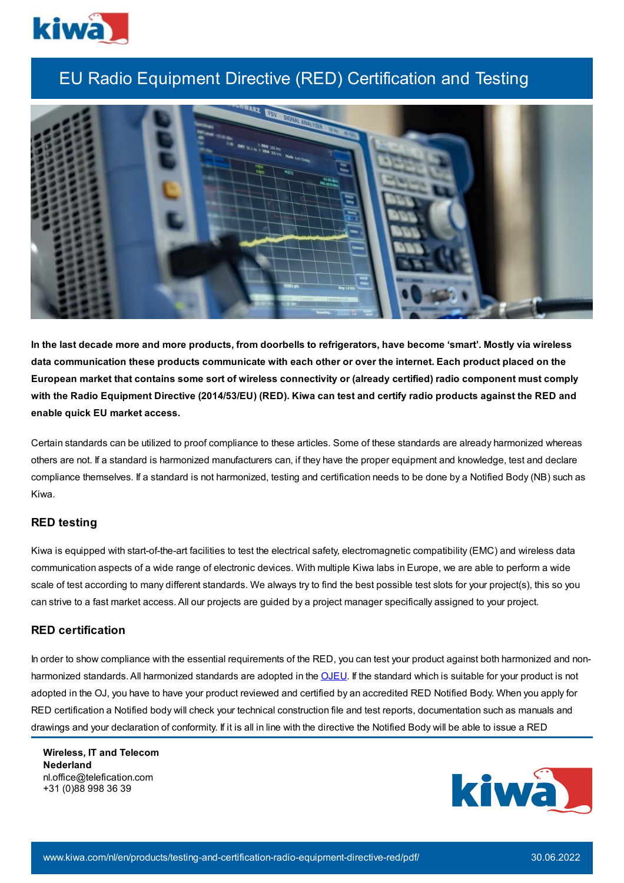# EU Radio Equipment Directive (RED) Certification and Testing

**In the last decade more and more products, from doorbells to refrigerators, have become 'smart'. Mostly via wireless data communication these products communicate with each other or over the internet. Each product placed on the European market that contains some sort of wireless connectivity or (already certified) radio component must comply with the Radio Equipment Directive (2014/53/EU) (RED). Kiwa can test and certify radio products against the RED and enable quick EU market access.**

Certain standards can be utilized to proof compliance to these articles. Some of these standards are already harmonized whereas others are not. If a standard is harmonized manufacturers can, if they have the proper equipment and knowledge, test and declare compliance themselves. If a standard is not harmonized, testing and certification needs to be done by a Notified Body (NB) such as Kiwa.

## RED testing

Kiwa is equipped with start-of-the-art facilities to test the electrical safety, electromagnetic compatibility (EMC) and wireless data communication aspects of a wide range of electronic devices. With multiple Kiwa labs in Europe, we are able to perform a wide scale of test according to many different standards. We always try to find the best possible test slots for your project(s), this so you can strive to a fast market access. All our projects are guided by a project manager specifically assigned to your project.

## RED certification

In order to show compliance with the essential requirements of the RED, you can test your product against both harmonized and non-harmonized standards. All harmonized standards are adopted in the OJEU. If the standard which is suitable for your product is not adopted in the OJ, you have to have your product reviewed and certified by an accredited RED Notified Body. When you apply for RED certification a Notified body will check your technical construction file and test reports, documentation such as manuals and drawings and your declaration of conformity. If it is all in line with the directive the Notified Body will be able to issue a RED

**Wireless, IT and Telecom**
**Nederland**
nl.office@telefication.com
+31 (0)88 998 36 39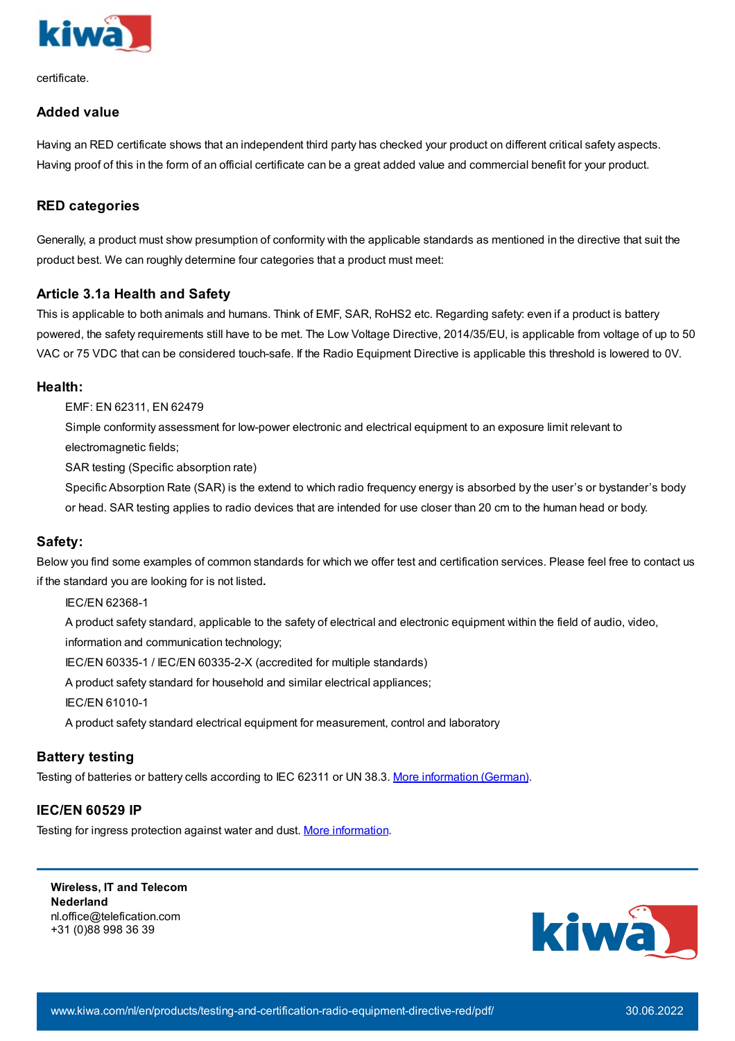certificate.

## Added value

Having an RED certificate shows that an independent third party has checked your product on different critical safety aspects. Having proof of this in the form of an official certificate can be a great added value and commercial benefit for your product.

## RED categories

Generally, a product must show presumption of conformity with the applicable standards as mentioned in the directive that suit the product best. We can roughly determine four categories that a product must meet:

### Article 3.1a Health and Safety

This is applicable to both animals and humans. Think of EMF, SAR, RoHS2 etc. Regarding safety: even if a product is battery powered, the safety requirements still have to be met. The Low Voltage Directive, 2014/35/EU, is applicable from voltage of up to 50 VAC or 75 VDC that can be considered touch-safe. If the Radio Equipment Directive is applicable this threshold is lowered to 0V.

### Health:

EMF: EN 62311, EN 62479

Simple conformity assessment for low-power electronic and electrical equipment to an exposure limit relevant to electromagnetic fields;

SAR testing (Specific absorption rate)

Specific Absorption Rate (SAR) is the extend to which radio frequency energy is absorbed by the user’s or bystander’s body or head. SAR testing applies to radio devices that are intended for use closer than 20 cm to the human head or body.

### Safety:

Below you find some examples of common standards for which we offer test and certification services. Please feel free to contact us if the standard you are looking for is not listed**.**

IEC/EN 62368-1

A product safety standard, applicable to the safety of electrical and electronic equipment within the field of audio, video, information and communication technology;

IEC/EN 60335-1 / IEC/EN 60335-2-X (accredited for multiple standards)

A product safety standard for household and similar electrical appliances;

IEC/EN 61010-1

A product safety standard electrical equipment for measurement, control and laboratory

### Battery testing

Testing of batteries or battery cells according to IEC 62311 or UN 38.3. More information (German).

### IEC/EN 60529 IP

Testing for ingress protection against water and dust. More information.

**Wireless, IT and Telecom**
**Nederland**
nl.office@telefication.com
+31 (0)88 998 36 39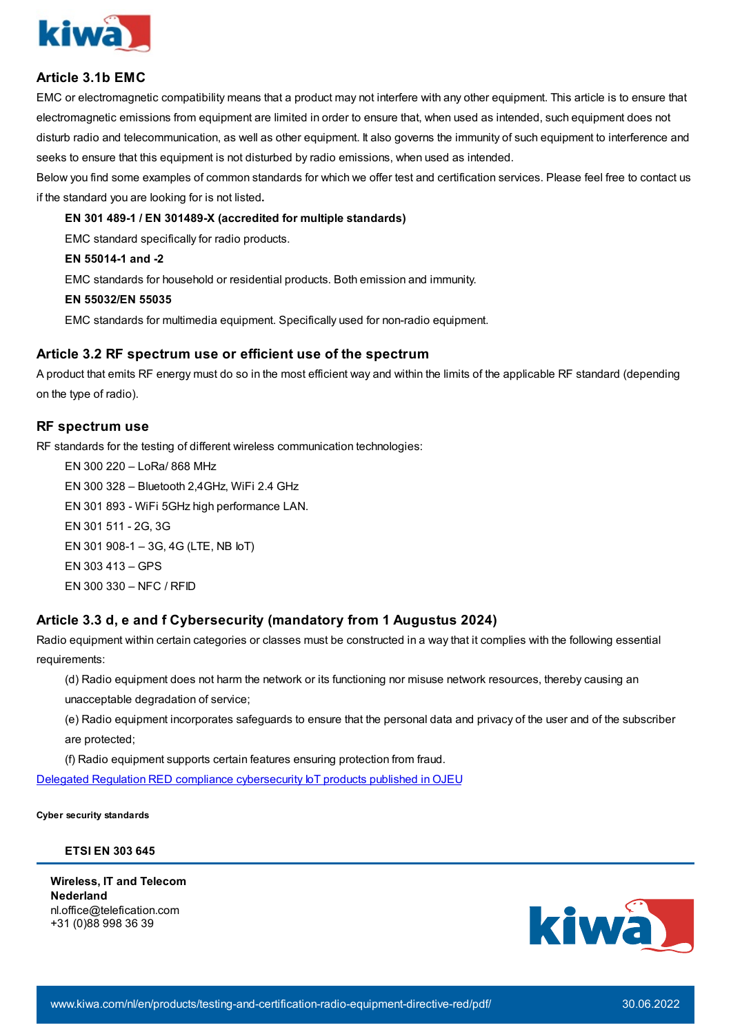## Article 3.1b EMC

EMC or electromagnetic compatibility means that a product may not interfere with any other equipment. This article is to ensure that electromagnetic emissions from equipment are limited in order to ensure that, when used as intended, such equipment does not disturb radio and telecommunication, as well as other equipment. It also governs the immunity of such equipment to interference and seeks to ensure that this equipment is not disturbed by radio emissions, when used as intended.

Below you find some examples of common standards for which we offer test and certification services. Please feel free to contact us if the standard you are looking for is not listed**.**

**EN 301 489-1 / EN 301489-X (accredited for multiple standards)**

EMC standard specifically for radio products.

**EN 55014-1 and -2**

EMC standards for household or residential products. Both emission and immunity.

**EN 55032/EN 55035**

EMC standards for multimedia equipment. Specifically used for non-radio equipment.

## Article 3.2 RF spectrum use or efficient use of the spectrum

A product that emits RF energy must do so in the most efficient way and within the limits of the applicable RF standard (depending on the type of radio).

## RF spectrum use

RF standards for the testing of different wireless communication technologies:

EN 300 220 – LoRa/ 868 MHz

EN 300 328 – Bluetooth 2,4GHz, WiFi 2.4 GHz

EN 301 893 - WiFi 5GHz high performance LAN.

EN 301 511 - 2G, 3G

EN 301 908-1 – 3G, 4G (LTE, NB IoT)

EN 303 413 – GPS

EN 300 330 – NFC / RFID

## Article 3.3 d, e and f Cybersecurity (mandatory from 1 Augustus 2024)

Radio equipment within certain categories or classes must be constructed in a way that it complies with the following essential requirements:

(d) Radio equipment does not harm the network or its functioning nor misuse network resources, thereby causing an unacceptable degradation of service;

(e) Radio equipment incorporates safeguards to ensure that the personal data and privacy of the user and of the subscriber are protected;

(f) Radio equipment supports certain features ensuring protection from fraud.

[Delegated Regulation RED compliance cybersecurity IoT products published in OJEU]

**Cyber security standards**

**ETSI EN 303 645**

**Wireless, IT and Telecom**
**Nederland**
nl.office@telefication.com
+31 (0)88 998 36 39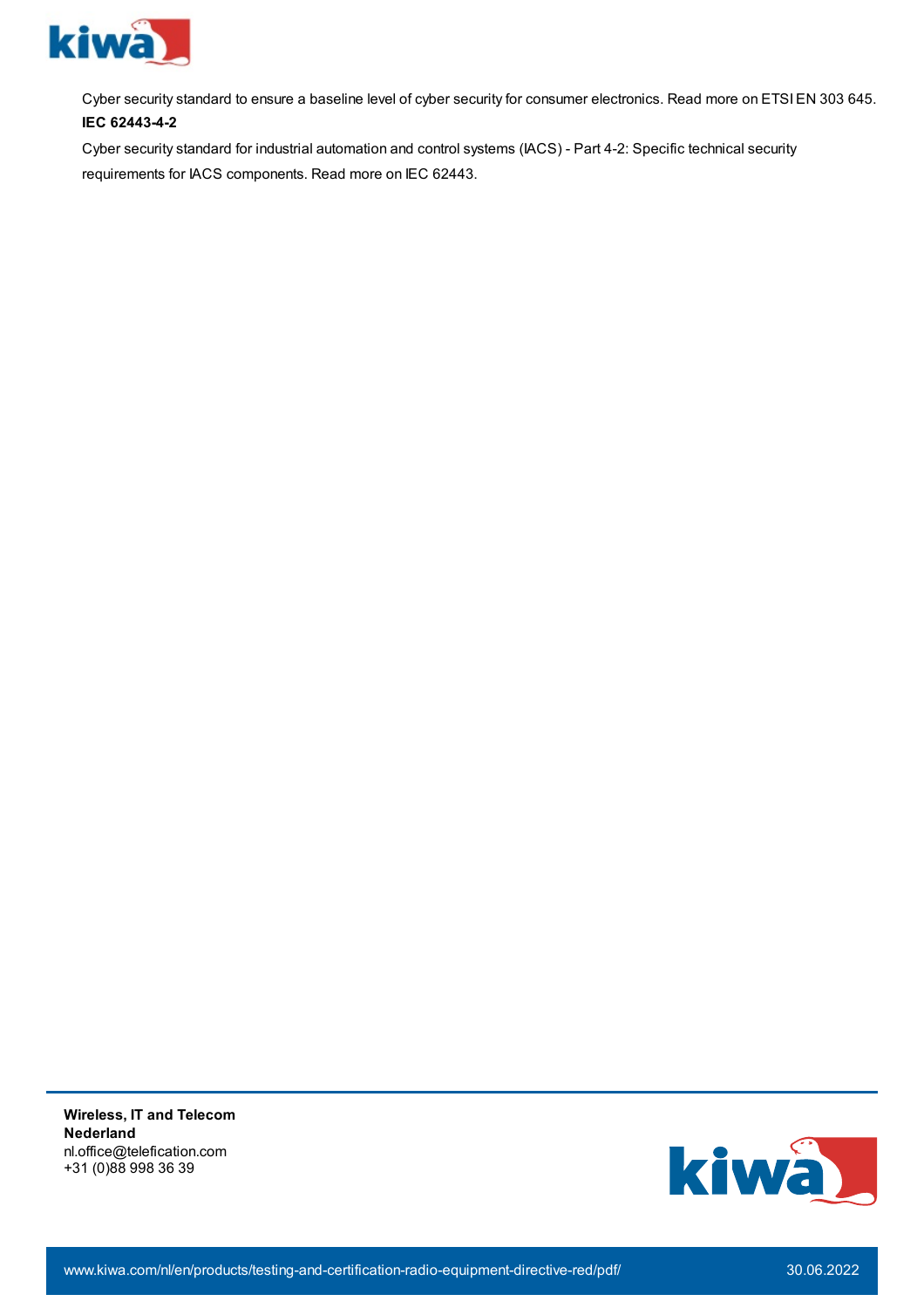Cyber security standard to ensure a baseline level of cyber security for consumer electronics. Read more on ETSI EN 303 645.

**IEC 62443-4-2**

Cyber security standard for industrial automation and control systems (IACS) - Part 4-2: Specific technical security requirements for IACS components. Read more on IEC 62443.

**Wireless, IT and Telecom**
**Nederland**
nl.office@telefication.com
+31 (0)88 998 36 39